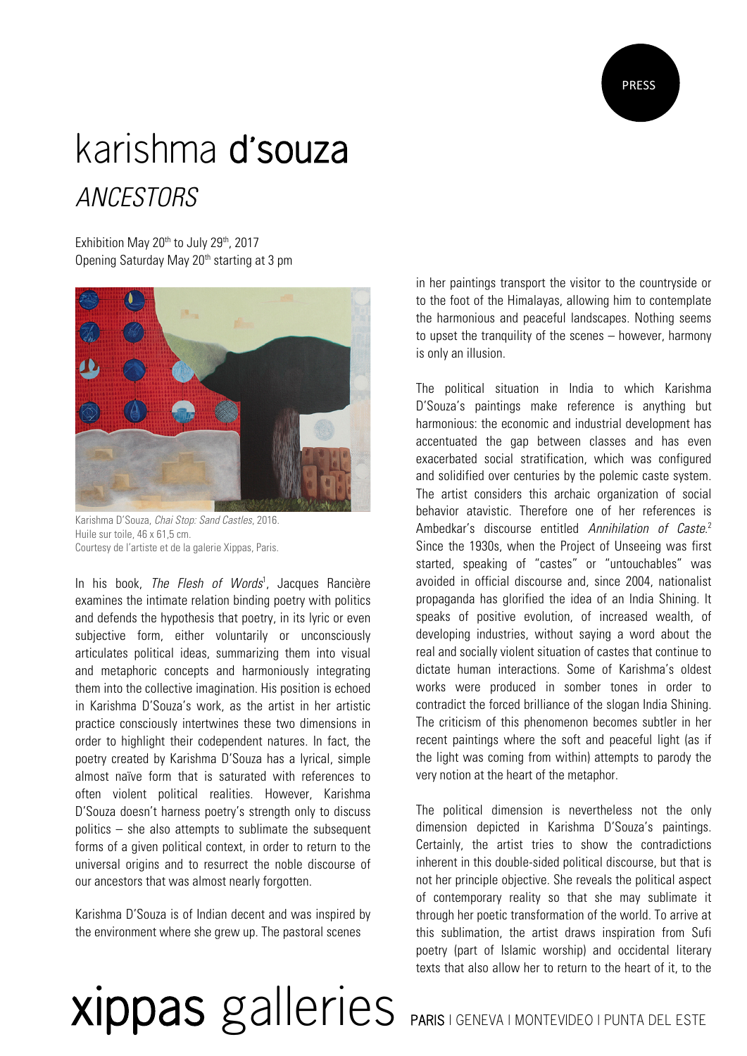PRESS

# karishma d'souza

## *ANCESTORS*

Exhibition May 20th to July 29th, 2017
Opening Saturday May 20th starting at 3 pm

Karishma D'Souza, *Chai Stop: Sand Castles*, 2016.
Huile sur toile, 46 x 61,5 cm.
Courtesy de l'artiste et de la galerie Xippas, Paris.

In his book, *The Flesh of Words*[1], Jacques Rancière examines the intimate relation binding poetry with politics and defends the hypothesis that poetry, in its lyric or even subjective form, either voluntarily or unconsciously articulates political ideas, summarizing them into visual and metaphoric concepts and harmoniously integrating them into the collective imagination. His position is echoed in Karishma D'Souza's work, as the artist in her artistic practice consciously intertwines these two dimensions in order to highlight their codependent natures. In fact, the poetry created by Karishma D'Souza has a lyrical, simple almost naïve form that is saturated with references to often violent political realities. However, Karishma D'Souza doesn't harness poetry's strength only to discuss politics – she also attempts to sublimate the subsequent forms of a given political context, in order to return to the universal origins and to resurrect the noble discourse of our ancestors that was almost nearly forgotten.

Karishma D'Souza is of Indian decent and was inspired by the environment where she grew up. The pastoral scenes in her paintings transport the visitor to the countryside or to the foot of the Himalayas, allowing him to contemplate the harmonious and peaceful landscapes. Nothing seems to upset the tranquility of the scenes – however, harmony is only an illusion.

The political situation in India to which Karishma D'Souza's paintings make reference is anything but harmonious: the economic and industrial development has accentuated the gap between classes and has even exacerbated social stratification, which was configured and solidified over centuries by the polemic caste system. The artist considers this archaic organization of social behavior atavistic. Therefore one of her references is Ambedkar's discourse entitled *Annihilation of Caste*.[2] Since the 1930s, when the Project of Unseeing was first started, speaking of "castes" or "untouchables" was avoided in official discourse and, since 2004, nationalist propaganda has glorified the idea of an India Shining. It speaks of positive evolution, of increased wealth, of developing industries, without saying a word about the real and socially violent situation of castes that continue to dictate human interactions. Some of Karishma's oldest works were produced in somber tones in order to contradict the forced brilliance of the slogan India Shining. The criticism of this phenomenon becomes subtler in her recent paintings where the soft and peaceful light (as if the light was coming from within) attempts to parody the very notion at the heart of the metaphor.

The political dimension is nevertheless not the only dimension depicted in Karishma D'Souza's paintings. Certainly, the artist tries to show the contradictions inherent in this double-sided political discourse, but that is not her principle objective. She reveals the political aspect of contemporary reality so that she may sublimate it through her poetic transformation of the world. To arrive at this sublimation, the artist draws inspiration from Sufi poetry (part of Islamic worship) and occidental literary texts that also allow her to return to the heart of it, to the

xippas galleries PARIS | GENEVA | MONTEVIDEO | PUNTA DEL ESTE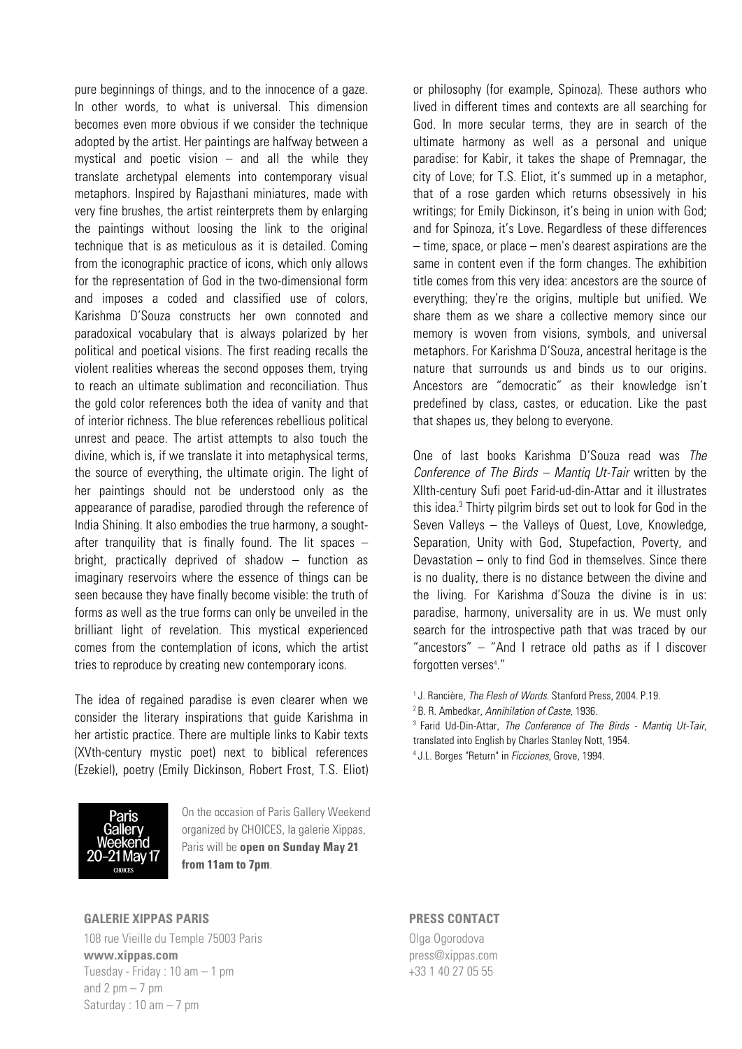pure beginnings of things, and to the innocence of a gaze. In other words, to what is universal. This dimension becomes even more obvious if we consider the technique adopted by the artist. Her paintings are halfway between a mystical and poetic vision – and all the while they translate archetypal elements into contemporary visual metaphors. Inspired by Rajasthani miniatures, made with very fine brushes, the artist reinterprets them by enlarging the paintings without loosing the link to the original technique that is as meticulous as it is detailed. Coming from the iconographic practice of icons, which only allows for the representation of God in the two-dimensional form and imposes a coded and classified use of colors, Karishma D'Souza constructs her own connoted and paradoxical vocabulary that is always polarized by her political and poetical visions. The first reading recalls the violent realities whereas the second opposes them, trying to reach an ultimate sublimation and reconciliation. Thus the gold color references both the idea of vanity and that of interior richness. The blue references rebellious political unrest and peace. The artist attempts to also touch the divine, which is, if we translate it into metaphysical terms, the source of everything, the ultimate origin. The light of her paintings should not be understood only as the appearance of paradise, parodied through the reference of India Shining. It also embodies the true harmony, a sought-after tranquility that is finally found. The lit spaces – bright, practically deprived of shadow – function as imaginary reservoirs where the essence of things can be seen because they have finally become visible: the truth of forms as well as the true forms can only be unveiled in the brilliant light of revelation. This mystical experienced comes from the contemplation of icons, which the artist tries to reproduce by creating new contemporary icons.

The idea of regained paradise is even clearer when we consider the literary inspirations that guide Karishma in her artistic practice. There are multiple links to Kabir texts (XVth-century mystic poet) next to biblical references (Ezekiel), poetry (Emily Dickinson, Robert Frost, T.S. Eliot) or philosophy (for example, Spinoza). These authors who lived in different times and contexts are all searching for God. In more secular terms, they are in search of the ultimate harmony as well as a personal and unique paradise: for Kabir, it takes the shape of Premnagar, the city of Love; for T.S. Eliot, it's summed up in a metaphor, that of a rose garden which returns obsessively in his writings; for Emily Dickinson, it's being in union with God; and for Spinoza, it's Love. Regardless of these differences – time, space, or place – men's dearest aspirations are the same in content even if the form changes. The exhibition title comes from this very idea: ancestors are the source of everything; they're the origins, multiple but unified. We share them as we share a collective memory since our memory is woven from visions, symbols, and universal metaphors. For Karishma D'Souza, ancestral heritage is the nature that surrounds us and binds us to our origins. Ancestors are "democratic" as their knowledge isn't predefined by class, castes, or education. Like the past that shapes us, they belong to everyone.

One of last books Karishma D'Souza read was *The Conference of The Birds – Mantiq Ut-Tair* written by the XIIth-century Sufi poet Farid-ud-din-Attar and it illustrates this idea.[3] Thirty pilgrim birds set out to look for God in the Seven Valleys – the Valleys of Quest, Love, Knowledge, Separation, Unity with God, Stupefaction, Poverty, and Devastation – only to find God in themselves. Since there is no duality, there is no distance between the divine and the living. For Karishma d'Souza the divine is in us: paradise, harmony, universality are in us. We must only search for the introspective path that was traced by our "ancestors" – "And I retrace old paths as if I discover forgotten verses[4]."

[1] J. Rancière, *The Flesh of Words*. Stanford Press, 2004. P.19.
[2] B. R. Ambedkar, *Annihilation of Caste*, 1936.
[3] Farid Ud-Din-Attar, *The Conference of The Birds - Mantiq Ut-Tair*, translated into English by Charles Stanley Nott, 1954.
[4] J.L. Borges "Return" in *Ficciones*, Grove, 1994.

Paris Gallery Weekend 20–21 May 17 CHOICES

On the occasion of Paris Gallery Weekend organized by CHOICES, la galerie Xippas, Paris will be **open on Sunday May 21 from 11am to 7pm**.

**GALERIE XIPPAS PARIS**

108 rue Vieille du Temple 75003 Paris
**www.xippas.com**
Tuesday - Friday : 10 am – 1 pm
and 2 pm – 7 pm
Saturday : 10 am – 7 pm

**PRESS CONTACT**

Olga Ogorodova
press@xippas.com
+33 1 40 27 05 55